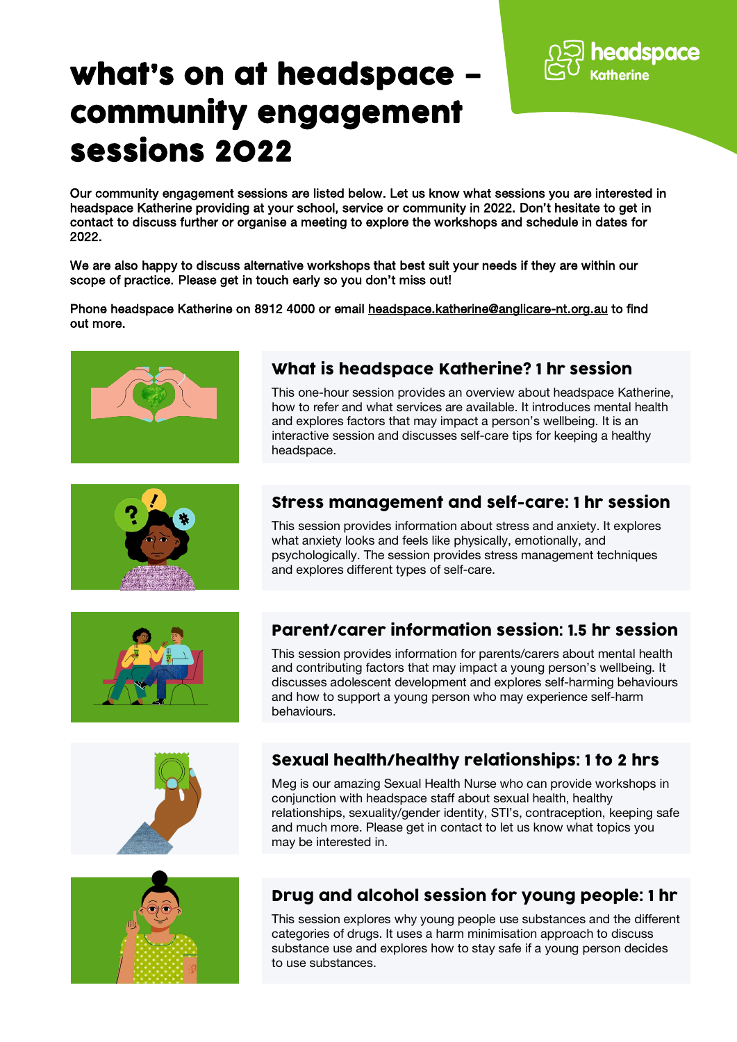# what's on at headspace – community engagement sessions 2022

headspace Katherine

Our community engagement sessions are listed below. Let us know what sessions you are interested in headspace Katherine providing at your school, service or community in 2022. Don't hesitate to get in contact to discuss further or organise a meeting to explore the workshops and schedule in dates for 2022.

We are also happy to discuss alternative workshops that best suit your needs if they are within our scope of practice. Please get in touch early so you don't miss out!

Phone headspace Katherine on 8912 4000 or email headspace.katherine@anglicare-nt.org.au to find out more.

## What is headspace Katherine? 1 hr session

This one-hour session provides an overview about headspace Katherine, how to refer and what services are available. It introduces mental health and explores factors that may impact a person's wellbeing. It is an interactive session and discusses self-care tips for keeping a healthy headspace.

## Stress management and self-care: 1 hr session

This session provides information about stress and anxiety. It explores what anxiety looks and feels like physically, emotionally, and psychologically. The session provides stress management techniques and explores different types of self-care.

## Parent/carer information session: 1.5 hr session

This session provides information for parents/carers about mental health and contributing factors that may impact a young person's wellbeing. It discusses adolescent development and explores self-harming behaviours and how to support a young person who may experience self-harm behaviours.

## Sexual health/healthy relationships: 1 to 2 hrs

Meg is our amazing Sexual Health Nurse who can provide workshops in conjunction with headspace staff about sexual health, healthy relationships, sexuality/gender identity, STI's, contraception, keeping safe and much more. Please get in contact to let us know what topics you may be interested in.

## Drug and alcohol session for young people: 1 hr

This session explores why young people use substances and the different categories of drugs. It uses a harm minimisation approach to discuss substance use and explores how to stay safe if a young person decides to use substances.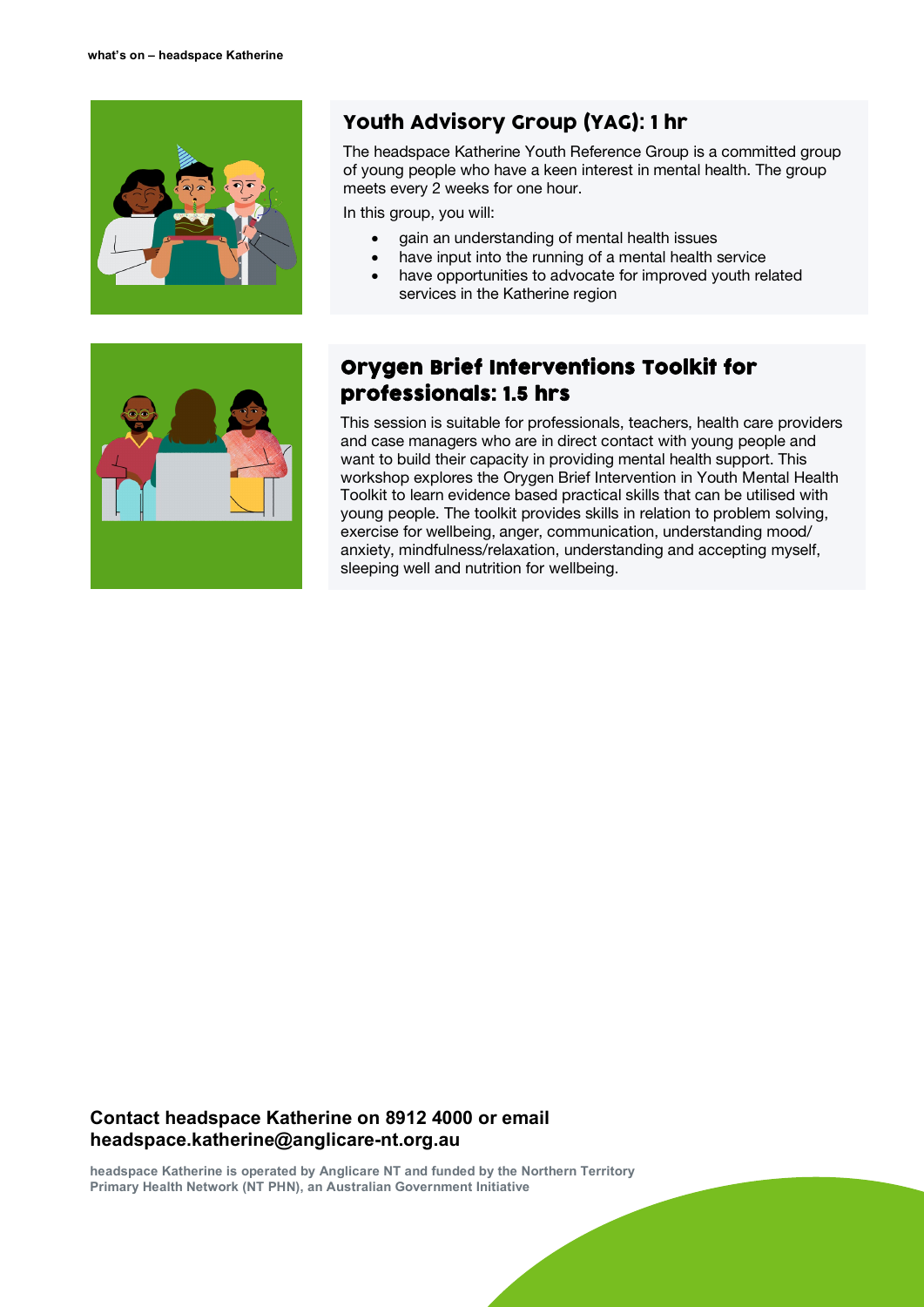## Youth Advisory Group (YAG): 1 hr

The headspace Katherine Youth Reference Group is a committed group of young people who have a keen interest in mental health. The group meets every 2 weeks for one hour.

In this group, you will:

- gain an understanding of mental health issues
- have input into the running of a mental health service
- have opportunities to advocate for improved youth related services in the Katherine region

## Orygen Brief Interventions Toolkit for professionals: 1.5 hrs

This session is suitable for professionals, teachers, health care providers and case managers who are in direct contact with young people and want to build their capacity in providing mental health support. This workshop explores the Orygen Brief Intervention in Youth Mental Health Toolkit to learn evidence based practical skills that can be utilised with young people. The toolkit provides skills in relation to problem solving, exercise for wellbeing, anger, communication, understanding mood/ anxiety, mindfulness/relaxation, understanding and accepting myself, sleeping well and nutrition for wellbeing.

**Contact headspace Katherine on 8912 4000 or email headspace.katherine@anglicare-nt.org.au**

**headspace Katherine is operated by Anglicare NT and funded by the Northern Territory Primary Health Network (NT PHN), an Australian Government Initiative**